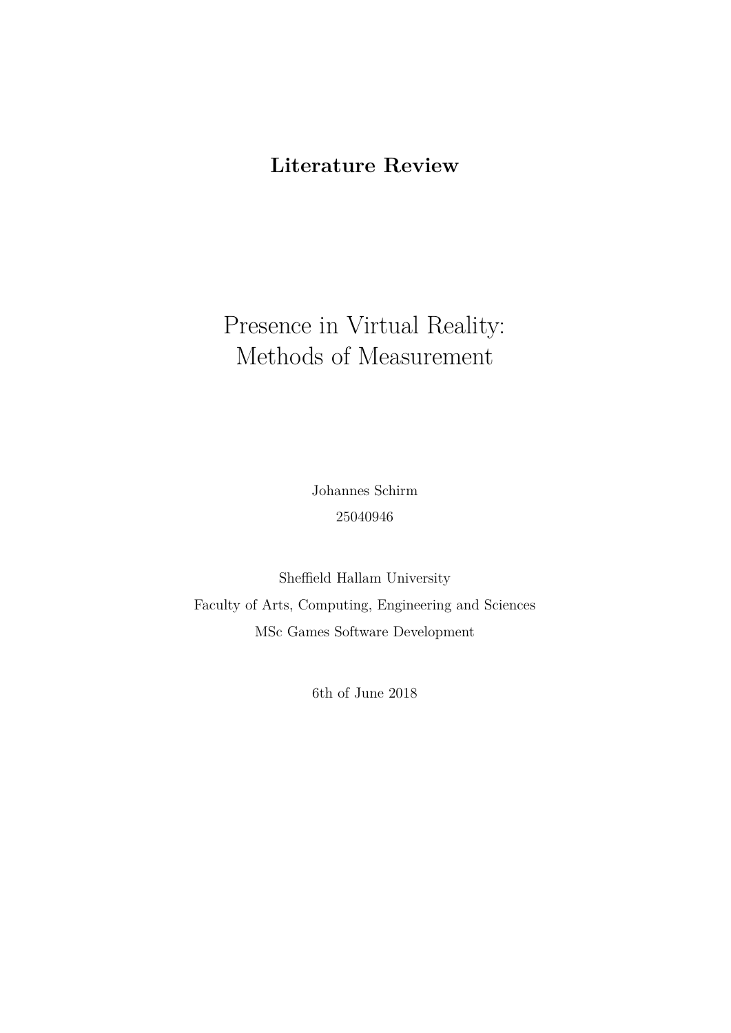**Literature Review**

# Presence in Virtual Reality: Methods of Measurement

Johannes Schirm

25040946

Sheffield Hallam University

Faculty of Arts, Computing, Engineering and Sciences

MSc Games Software Development

6th of June 2018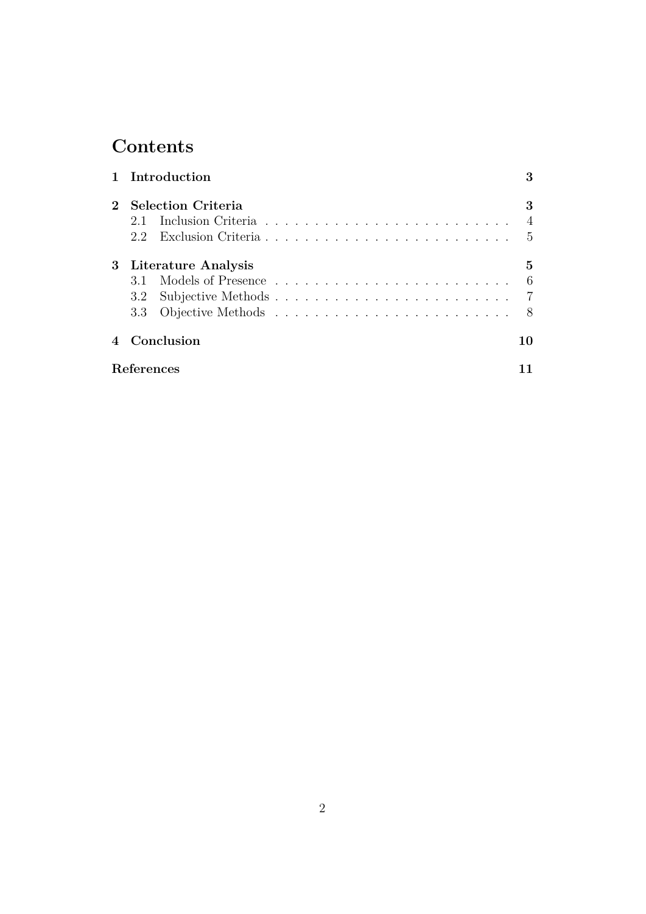# Contents

1 Introduction ... 3

2 Selection Criteria ... 3
- 2.1 Inclusion Criteria ... 4
- 2.2 Exclusion Criteria ... 5

3 Literature Analysis ... 5
- 3.1 Models of Presence ... 6
- 3.2 Subjective Methods ... 7
- 3.3 Objective Methods ... 8

4 Conclusion ... 10

References ... 11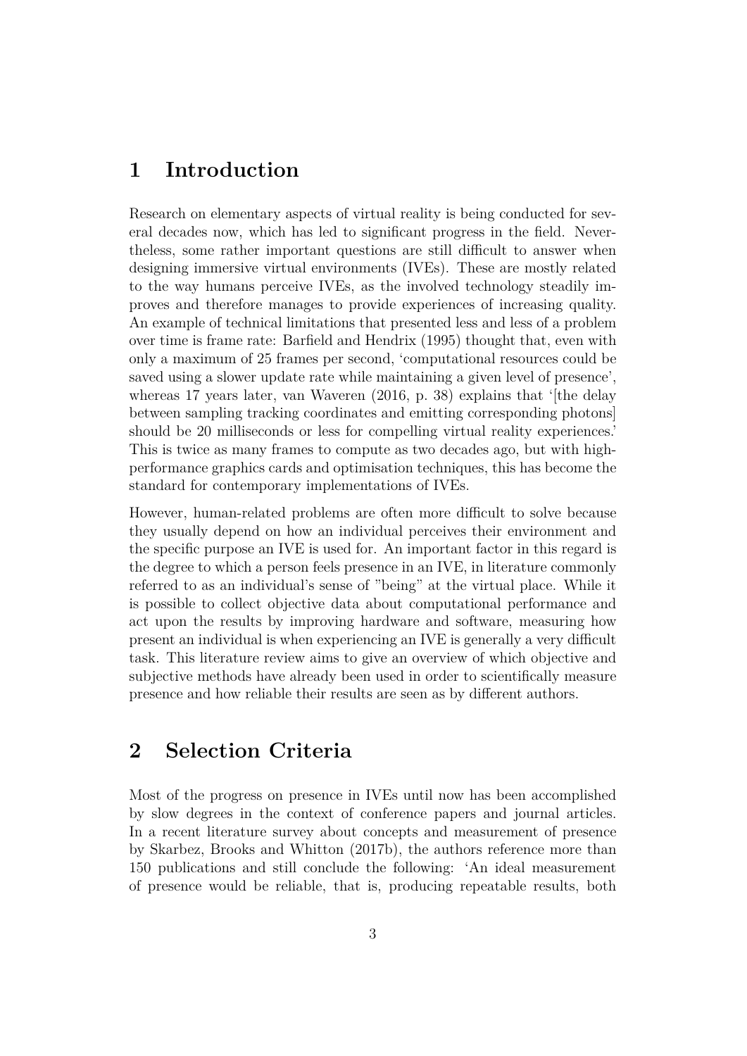# 1 Introduction

Research on elementary aspects of virtual reality is being conducted for several decades now, which has led to significant progress in the field. Nevertheless, some rather important questions are still difficult to answer when designing immersive virtual environments (IVEs). These are mostly related to the way humans perceive IVEs, as the involved technology steadily improves and therefore manages to provide experiences of increasing quality. An example of technical limitations that presented less and less of a problem over time is frame rate: Barfield and Hendrix (1995) thought that, even with only a maximum of 25 frames per second, 'computational resources could be saved using a slower update rate while maintaining a given level of presence', whereas 17 years later, van Waveren (2016, p. 38) explains that '[the delay between sampling tracking coordinates and emitting corresponding photons] should be 20 milliseconds or less for compelling virtual reality experiences.' This is twice as many frames to compute as two decades ago, but with high-performance graphics cards and optimisation techniques, this has become the standard for contemporary implementations of IVEs.

However, human-related problems are often more difficult to solve because they usually depend on how an individual perceives their environment and the specific purpose an IVE is used for. An important factor in this regard is the degree to which a person feels presence in an IVE, in literature commonly referred to as an individual's sense of "being" at the virtual place. While it is possible to collect objective data about computational performance and act upon the results by improving hardware and software, measuring how present an individual is when experiencing an IVE is generally a very difficult task. This literature review aims to give an overview of which objective and subjective methods have already been used in order to scientifically measure presence and how reliable their results are seen as by different authors.

# 2 Selection Criteria

Most of the progress on presence in IVEs until now has been accomplished by slow degrees in the context of conference papers and journal articles. In a recent literature survey about concepts and measurement of presence by Skarbez, Brooks and Whitton (2017b), the authors reference more than 150 publications and still conclude the following: 'An ideal measurement of presence would be reliable, that is, producing repeatable results, both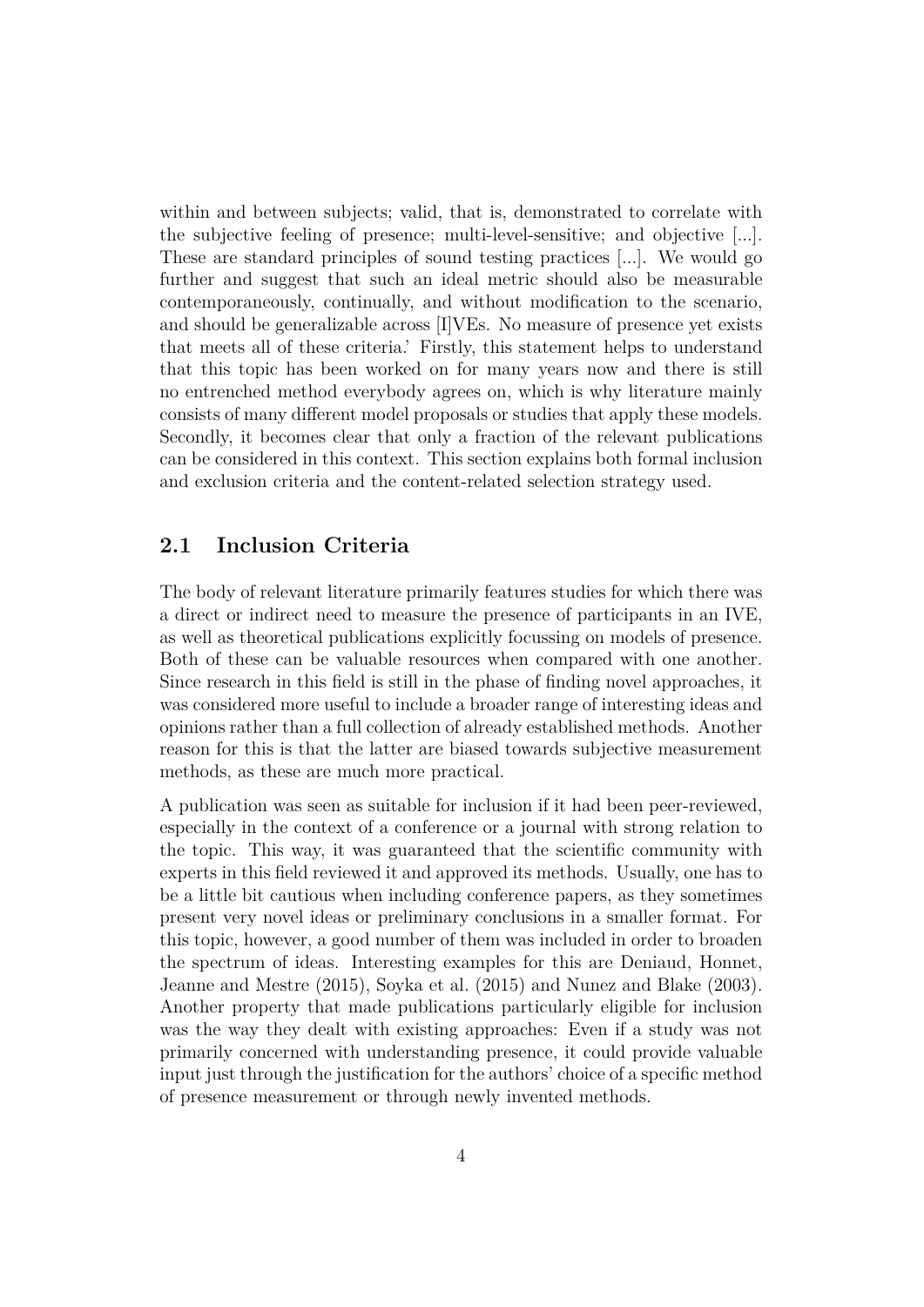within and between subjects; valid, that is, demonstrated to correlate with the subjective feeling of presence; multi-level-sensitive; and objective [...]. These are standard principles of sound testing practices [...]. We would go further and suggest that such an ideal metric should also be measurable contemporaneously, continually, and without modification to the scenario, and should be generalizable across [I]VEs. No measure of presence yet exists that meets all of these criteria.' Firstly, this statement helps to understand that this topic has been worked on for many years now and there is still no entrenched method everybody agrees on, which is why literature mainly consists of many different model proposals or studies that apply these models. Secondly, it becomes clear that only a fraction of the relevant publications can be considered in this context. This section explains both formal inclusion and exclusion criteria and the content-related selection strategy used.

## 2.1 Inclusion Criteria

The body of relevant literature primarily features studies for which there was a direct or indirect need to measure the presence of participants in an IVE, as well as theoretical publications explicitly focussing on models of presence. Both of these can be valuable resources when compared with one another. Since research in this field is still in the phase of finding novel approaches, it was considered more useful to include a broader range of interesting ideas and opinions rather than a full collection of already established methods. Another reason for this is that the latter are biased towards subjective measurement methods, as these are much more practical.

A publication was seen as suitable for inclusion if it had been peer-reviewed, especially in the context of a conference or a journal with strong relation to the topic. This way, it was guaranteed that the scientific community with experts in this field reviewed it and approved its methods. Usually, one has to be a little bit cautious when including conference papers, as they sometimes present very novel ideas or preliminary conclusions in a smaller format. For this topic, however, a good number of them was included in order to broaden the spectrum of ideas. Interesting examples for this are Deniaud, Honnet, Jeanne and Mestre (2015), Soyka et al. (2015) and Nunez and Blake (2003). Another property that made publications particularly eligible for inclusion was the way they dealt with existing approaches: Even if a study was not primarily concerned with understanding presence, it could provide valuable input just through the justification for the authors' choice of a specific method of presence measurement or through newly invented methods.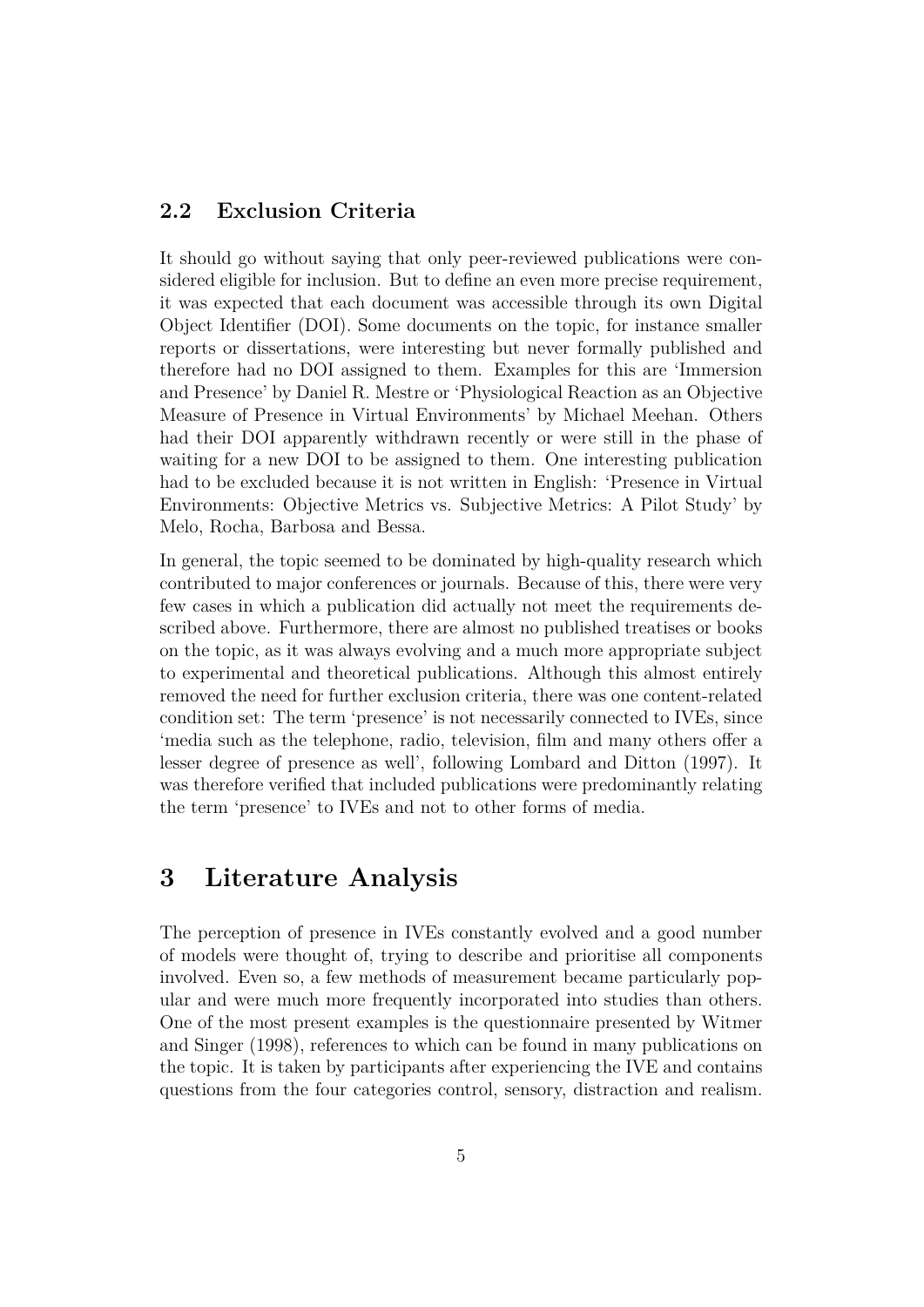### 2.2 Exclusion Criteria

It should go without saying that only peer-reviewed publications were considered eligible for inclusion. But to define an even more precise requirement, it was expected that each document was accessible through its own Digital Object Identifier (DOI). Some documents on the topic, for instance smaller reports or dissertations, were interesting but never formally published and therefore had no DOI assigned to them. Examples for this are 'Immersion and Presence' by Daniel R. Mestre or 'Physiological Reaction as an Objective Measure of Presence in Virtual Environments' by Michael Meehan. Others had their DOI apparently withdrawn recently or were still in the phase of waiting for a new DOI to be assigned to them. One interesting publication had to be excluded because it is not written in English: 'Presence in Virtual Environments: Objective Metrics vs. Subjective Metrics: A Pilot Study' by Melo, Rocha, Barbosa and Bessa.

In general, the topic seemed to be dominated by high-quality research which contributed to major conferences or journals. Because of this, there were very few cases in which a publication did actually not meet the requirements described above. Furthermore, there are almost no published treatises or books on the topic, as it was always evolving and a much more appropriate subject to experimental and theoretical publications. Although this almost entirely removed the need for further exclusion criteria, there was one content-related condition set: The term 'presence' is not necessarily connected to IVEs, since 'media such as the telephone, radio, television, film and many others offer a lesser degree of presence as well', following Lombard and Ditton (1997). It was therefore verified that included publications were predominantly relating the term 'presence' to IVEs and not to other forms of media.

## 3 Literature Analysis

The perception of presence in IVEs constantly evolved and a good number of models were thought of, trying to describe and prioritise all components involved. Even so, a few methods of measurement became particularly popular and were much more frequently incorporated into studies than others. One of the most present examples is the questionnaire presented by Witmer and Singer (1998), references to which can be found in many publications on the topic. It is taken by participants after experiencing the IVE and contains questions from the four categories control, sensory, distraction and realism.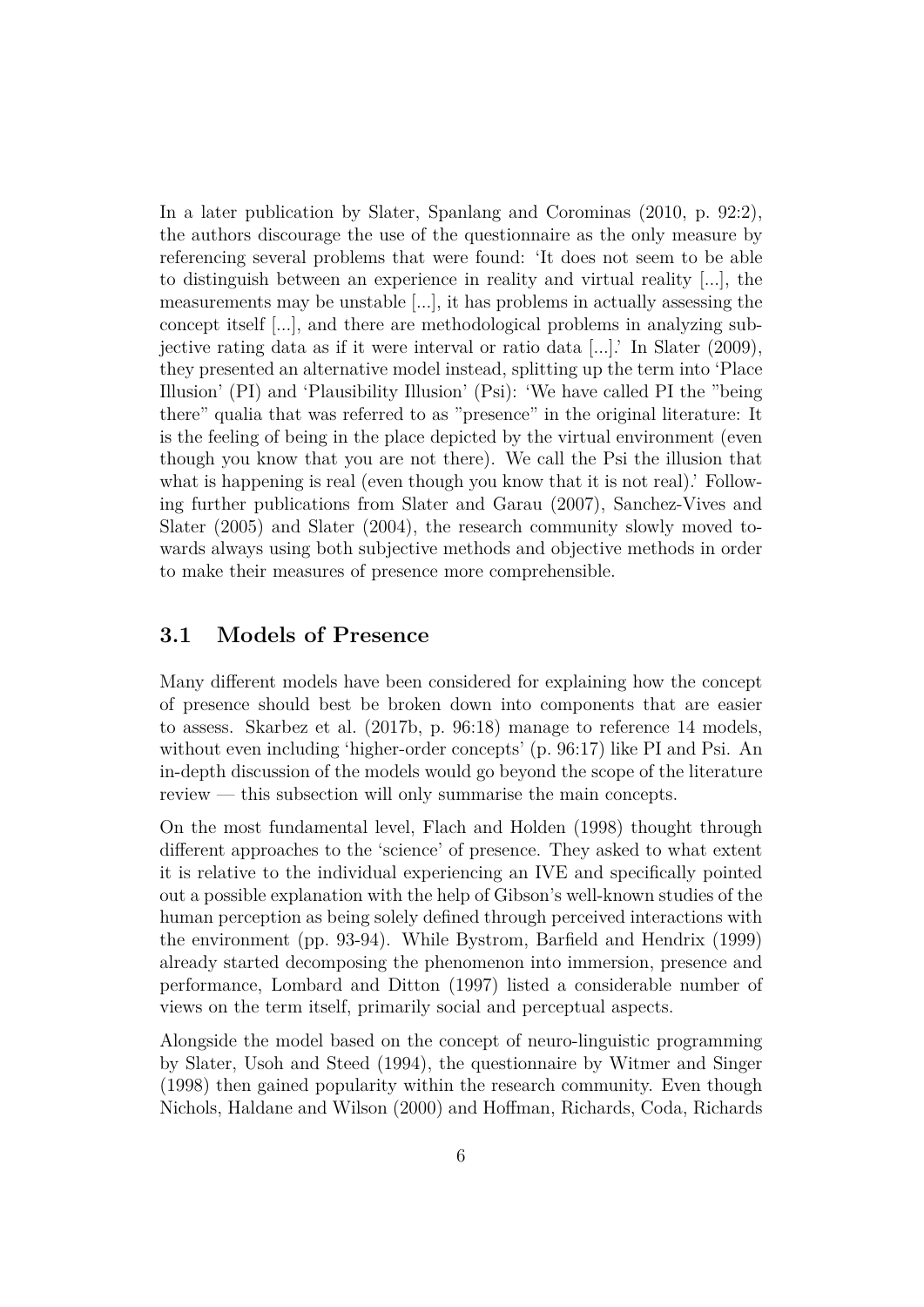In a later publication by Slater, Spanlang and Corominas (2010, p. 92:2), the authors discourage the use of the questionnaire as the only measure by referencing several problems that were found: 'It does not seem to be able to distinguish between an experience in reality and virtual reality [...], the measurements may be unstable [...], it has problems in actually assessing the concept itself [...], and there are methodological problems in analyzing subjective rating data as if it were interval or ratio data [...].' In Slater (2009), they presented an alternative model instead, splitting up the term into 'Place Illusion' (PI) and 'Plausibility Illusion' (Psi): 'We have called PI the "being there" qualia that was referred to as "presence" in the original literature: It is the feeling of being in the place depicted by the virtual environment (even though you know that you are not there). We call the Psi the illusion that what is happening is real (even though you know that it is not real).' Following further publications from Slater and Garau (2007), Sanchez-Vives and Slater (2005) and Slater (2004), the research community slowly moved towards always using both subjective methods and objective methods in order to make their measures of presence more comprehensible.

## 3.1 Models of Presence

Many different models have been considered for explaining how the concept of presence should best be broken down into components that are easier to assess. Skarbez et al. (2017b, p. 96:18) manage to reference 14 models, without even including 'higher-order concepts' (p. 96:17) like PI and Psi. An in-depth discussion of the models would go beyond the scope of the literature review — this subsection will only summarise the main concepts.

On the most fundamental level, Flach and Holden (1998) thought through different approaches to the 'science' of presence. They asked to what extent it is relative to the individual experiencing an IVE and specifically pointed out a possible explanation with the help of Gibson's well-known studies of the human perception as being solely defined through perceived interactions with the environment (pp. 93-94). While Bystrom, Barfield and Hendrix (1999) already started decomposing the phenomenon into immersion, presence and performance, Lombard and Ditton (1997) listed a considerable number of views on the term itself, primarily social and perceptual aspects.

Alongside the model based on the concept of neuro-linguistic programming by Slater, Usoh and Steed (1994), the questionnaire by Witmer and Singer (1998) then gained popularity within the research community. Even though Nichols, Haldane and Wilson (2000) and Hoffman, Richards, Coda, Richards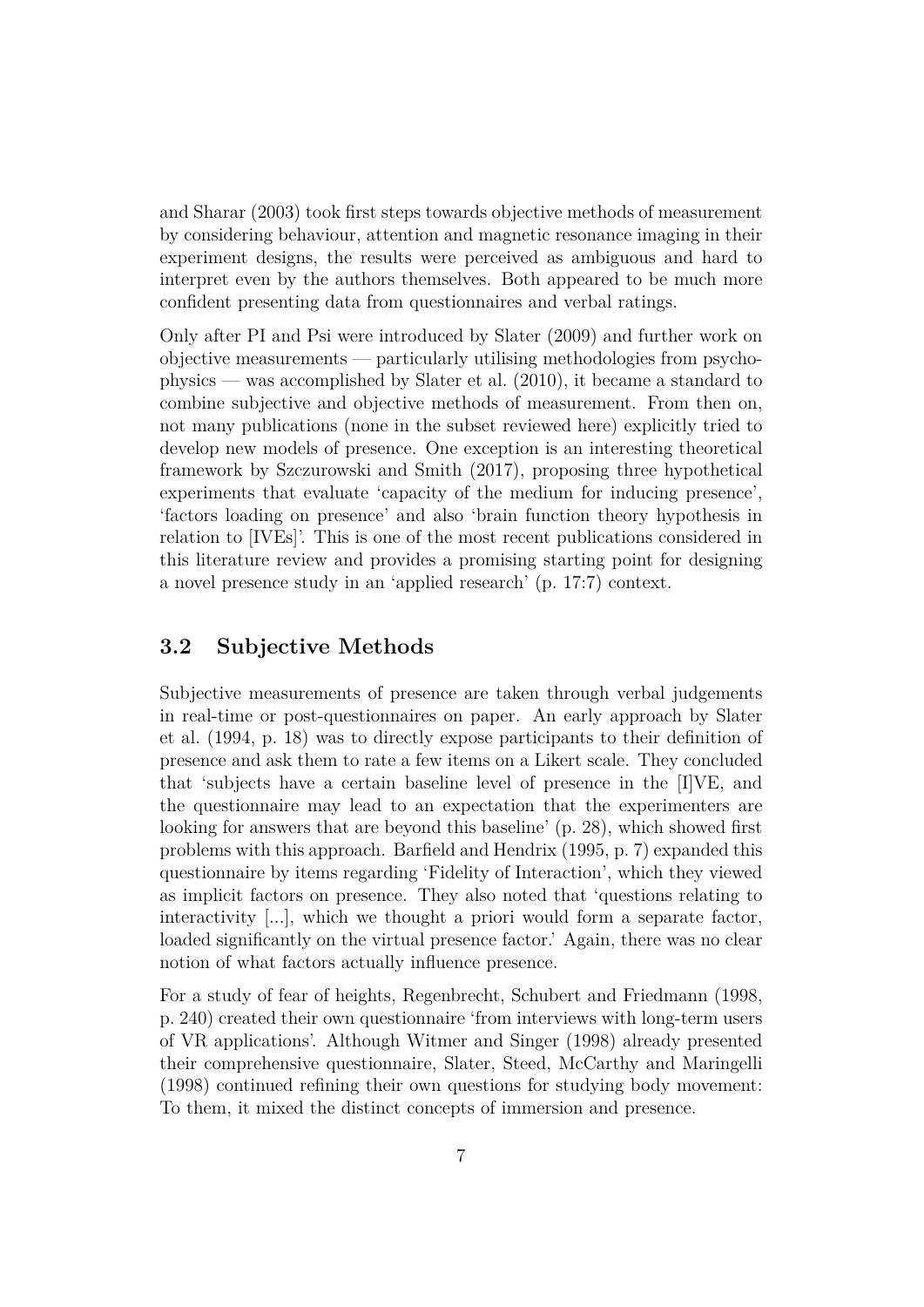and Sharar (2003) took first steps towards objective methods of measurement by considering behaviour, attention and magnetic resonance imaging in their experiment designs, the results were perceived as ambiguous and hard to interpret even by the authors themselves. Both appeared to be much more confident presenting data from questionnaires and verbal ratings.

Only after PI and Psi were introduced by Slater (2009) and further work on objective measurements — particularly utilising methodologies from psychophysics — was accomplished by Slater et al. (2010), it became a standard to combine subjective and objective methods of measurement. From then on, not many publications (none in the subset reviewed here) explicitly tried to develop new models of presence. One exception is an interesting theoretical framework by Szczurowski and Smith (2017), proposing three hypothetical experiments that evaluate 'capacity of the medium for inducing presence', 'factors loading on presence' and also 'brain function theory hypothesis in relation to [IVEs]'. This is one of the most recent publications considered in this literature review and provides a promising starting point for designing a novel presence study in an 'applied research' (p. 17:7) context.

## 3.2 Subjective Methods

Subjective measurements of presence are taken through verbal judgements in real-time or post-questionnaires on paper. An early approach by Slater et al. (1994, p. 18) was to directly expose participants to their definition of presence and ask them to rate a few items on a Likert scale. They concluded that 'subjects have a certain baseline level of presence in the [I]VE, and the questionnaire may lead to an expectation that the experimenters are looking for answers that are beyond this baseline' (p. 28), which showed first problems with this approach. Barfield and Hendrix (1995, p. 7) expanded this questionnaire by items regarding 'Fidelity of Interaction', which they viewed as implicit factors on presence. They also noted that 'questions relating to interactivity [...], which we thought a priori would form a separate factor, loaded significantly on the virtual presence factor.' Again, there was no clear notion of what factors actually influence presence.

For a study of fear of heights, Regenbrecht, Schubert and Friedmann (1998, p. 240) created their own questionnaire 'from interviews with long-term users of VR applications'. Although Witmer and Singer (1998) already presented their comprehensive questionnaire, Slater, Steed, McCarthy and Maringelli (1998) continued refining their own questions for studying body movement: To them, it mixed the distinct concepts of immersion and presence.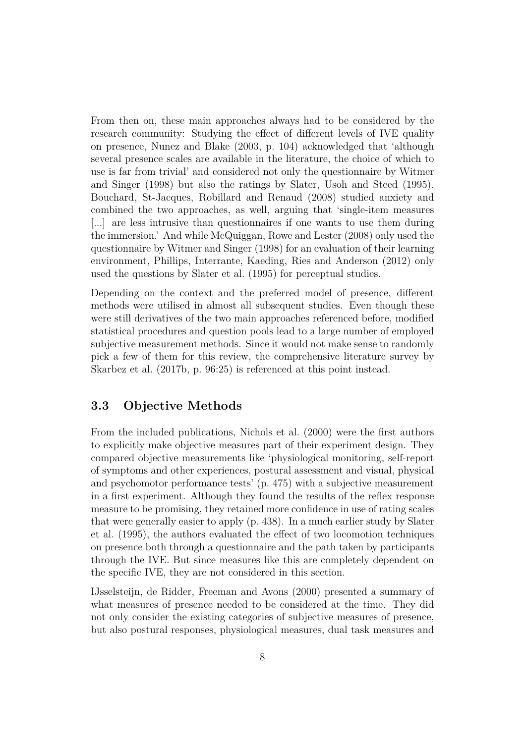From then on, these main approaches always had to be considered by the research community: Studying the effect of different levels of IVE quality on presence, Nunez and Blake (2003, p. 104) acknowledged that 'although several presence scales are available in the literature, the choice of which to use is far from trivial' and considered not only the questionnaire by Witmer and Singer (1998) but also the ratings by Slater, Usoh and Steed (1995). Bouchard, St-Jacques, Robillard and Renaud (2008) studied anxiety and combined the two approaches, as well, arguing that 'single-item measures [...] are less intrusive than questionnaires if one wants to use them during the immersion.' And while McQuiggan, Rowe and Lester (2008) only used the questionnaire by Witmer and Singer (1998) for an evaluation of their learning environment, Phillips, Interrante, Kaeding, Ries and Anderson (2012) only used the questions by Slater et al. (1995) for perceptual studies.

Depending on the context and the preferred model of presence, different methods were utilised in almost all subsequent studies. Even though these were still derivatives of the two main approaches referenced before, modified statistical procedures and question pools lead to a large number of employed subjective measurement methods. Since it would not make sense to randomly pick a few of them for this review, the comprehensive literature survey by Skarbez et al. (2017b, p. 96:25) is referenced at this point instead.

### 3.3 Objective Methods

From the included publications, Nichols et al. (2000) were the first authors to explicitly make objective measures part of their experiment design. They compared objective measurements like 'physiological monitoring, self-report of symptoms and other experiences, postural assessment and visual, physical and psychomotor performance tests' (p. 475) with a subjective measurement in a first experiment. Although they found the results of the reflex response measure to be promising, they retained more confidence in use of rating scales that were generally easier to apply (p. 438). In a much earlier study by Slater et al. (1995), the authors evaluated the effect of two locomotion techniques on presence both through a questionnaire and the path taken by participants through the IVE. But since measures like this are completely dependent on the specific IVE, they are not considered in this section.

IJsselsteijn, de Ridder, Freeman and Avons (2000) presented a summary of what measures of presence needed to be considered at the time. They did not only consider the existing categories of subjective measures of presence, but also postural responses, physiological measures, dual task measures and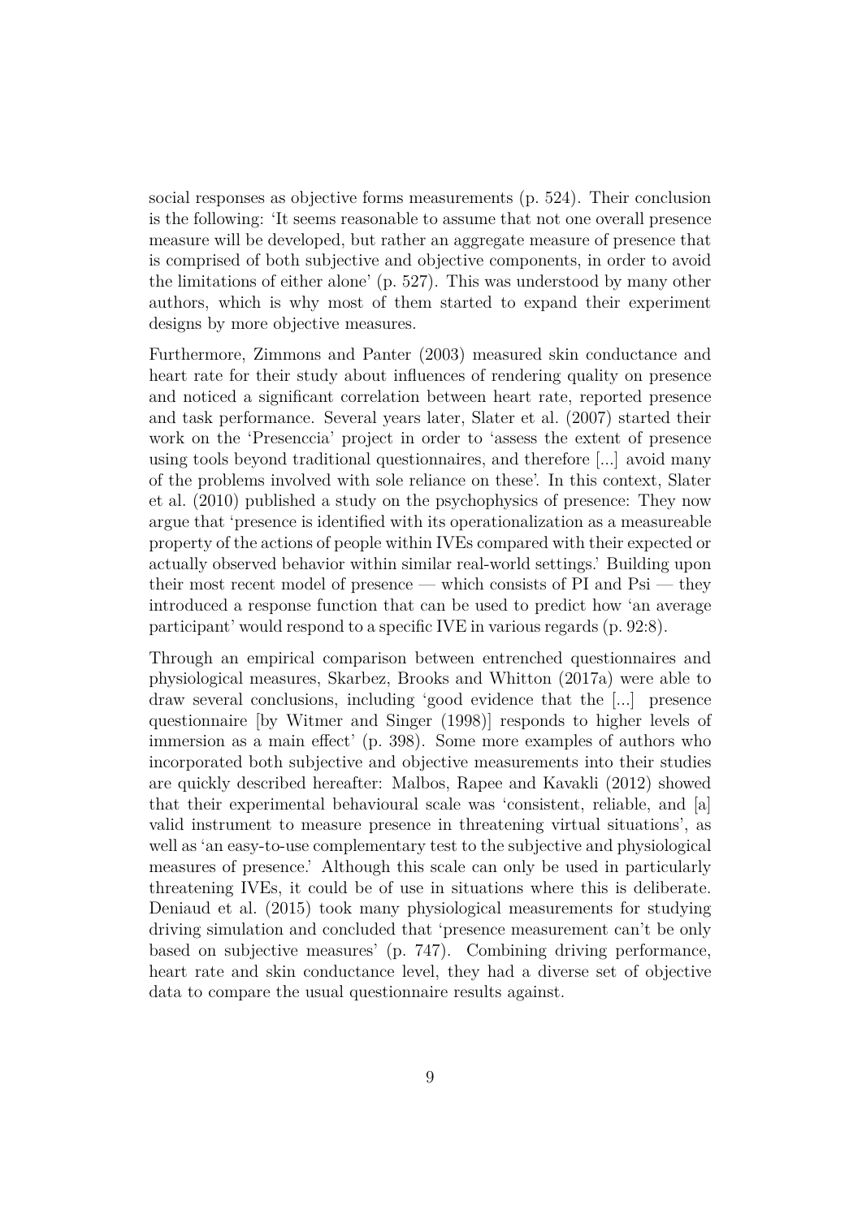social responses as objective forms measurements (p. 524). Their conclusion is the following: 'It seems reasonable to assume that not one overall presence measure will be developed, but rather an aggregate measure of presence that is comprised of both subjective and objective components, in order to avoid the limitations of either alone' (p. 527). This was understood by many other authors, which is why most of them started to expand their experiment designs by more objective measures.

Furthermore, Zimmons and Panter (2003) measured skin conductance and heart rate for their study about influences of rendering quality on presence and noticed a significant correlation between heart rate, reported presence and task performance. Several years later, Slater et al. (2007) started their work on the 'Presenccia' project in order to 'assess the extent of presence using tools beyond traditional questionnaires, and therefore [...] avoid many of the problems involved with sole reliance on these'. In this context, Slater et al. (2010) published a study on the psychophysics of presence: They now argue that 'presence is identified with its operationalization as a measureable property of the actions of people within IVEs compared with their expected or actually observed behavior within similar real-world settings.' Building upon their most recent model of presence — which consists of PI and Psi — they introduced a response function that can be used to predict how 'an average participant' would respond to a specific IVE in various regards (p. 92:8).

Through an empirical comparison between entrenched questionnaires and physiological measures, Skarbez, Brooks and Whitton (2017a) were able to draw several conclusions, including 'good evidence that the [...] presence questionnaire [by Witmer and Singer (1998)] responds to higher levels of immersion as a main effect' (p. 398). Some more examples of authors who incorporated both subjective and objective measurements into their studies are quickly described hereafter: Malbos, Rapee and Kavakli (2012) showed that their experimental behavioural scale was 'consistent, reliable, and [a] valid instrument to measure presence in threatening virtual situations', as well as 'an easy-to-use complementary test to the subjective and physiological measures of presence.' Although this scale can only be used in particularly threatening IVEs, it could be of use in situations where this is deliberate. Deniaud et al. (2015) took many physiological measurements for studying driving simulation and concluded that 'presence measurement can't be only based on subjective measures' (p. 747). Combining driving performance, heart rate and skin conductance level, they had a diverse set of objective data to compare the usual questionnaire results against.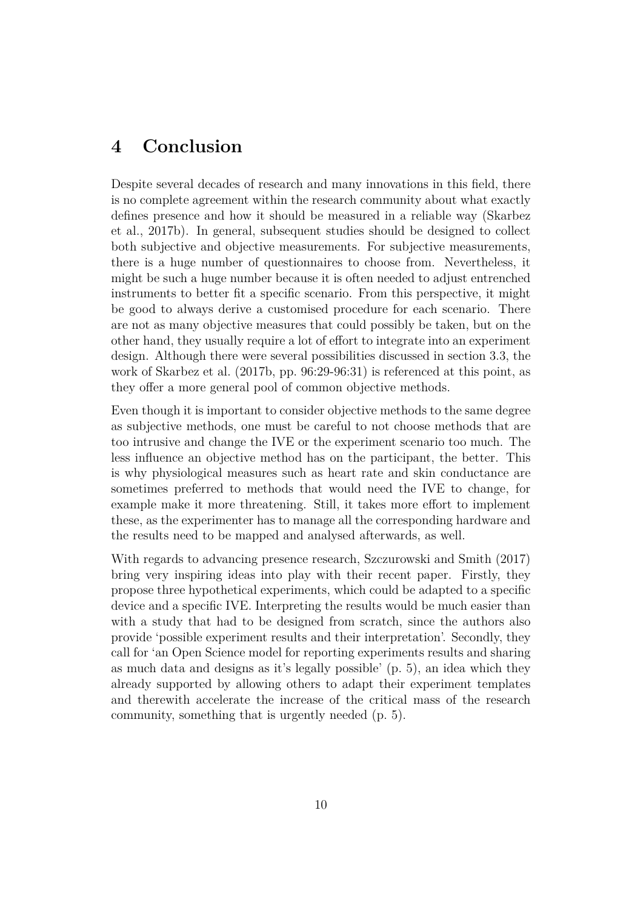# 4 Conclusion

Despite several decades of research and many innovations in this field, there is no complete agreement within the research community about what exactly defines presence and how it should be measured in a reliable way (Skarbez et al., 2017b). In general, subsequent studies should be designed to collect both subjective and objective measurements. For subjective measurements, there is a huge number of questionnaires to choose from. Nevertheless, it might be such a huge number because it is often needed to adjust entrenched instruments to better fit a specific scenario. From this perspective, it might be good to always derive a customised procedure for each scenario. There are not as many objective measures that could possibly be taken, but on the other hand, they usually require a lot of effort to integrate into an experiment design. Although there were several possibilities discussed in section 3.3, the work of Skarbez et al. (2017b, pp. 96:29-96:31) is referenced at this point, as they offer a more general pool of common objective methods.

Even though it is important to consider objective methods to the same degree as subjective methods, one must be careful to not choose methods that are too intrusive and change the IVE or the experiment scenario too much. The less influence an objective method has on the participant, the better. This is why physiological measures such as heart rate and skin conductance are sometimes preferred to methods that would need the IVE to change, for example make it more threatening. Still, it takes more effort to implement these, as the experimenter has to manage all the corresponding hardware and the results need to be mapped and analysed afterwards, as well.

With regards to advancing presence research, Szczurowski and Smith (2017) bring very inspiring ideas into play with their recent paper. Firstly, they propose three hypothetical experiments, which could be adapted to a specific device and a specific IVE. Interpreting the results would be much easier than with a study that had to be designed from scratch, since the authors also provide 'possible experiment results and their interpretation'. Secondly, they call for 'an Open Science model for reporting experiments results and sharing as much data and designs as it's legally possible' (p. 5), an idea which they already supported by allowing others to adapt their experiment templates and therewith accelerate the increase of the critical mass of the research community, something that is urgently needed (p. 5).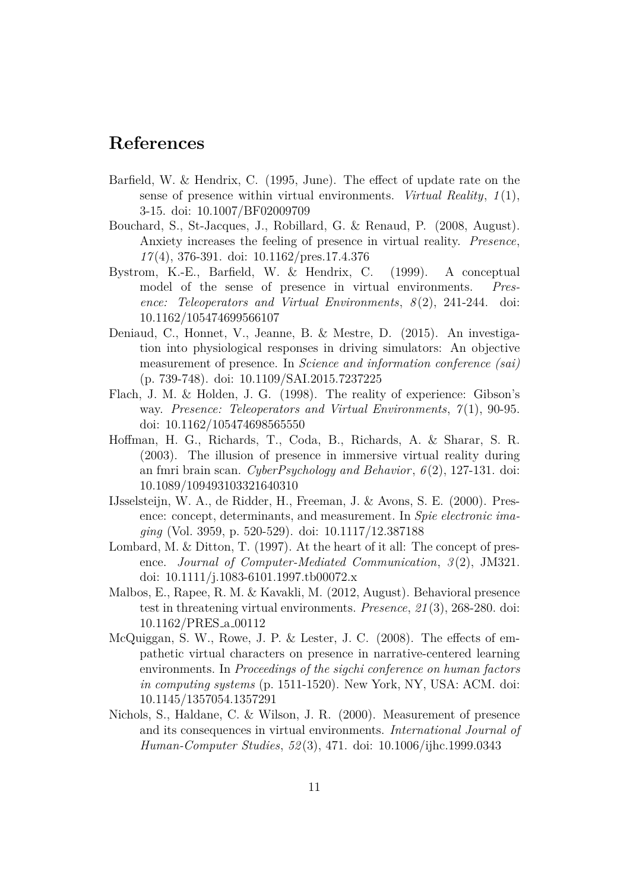## References

Barfield, W. & Hendrix, C. (1995, June). The effect of update rate on the sense of presence within virtual environments. *Virtual Reality*, *1*(1), 3-15. doi: 10.1007/BF02009709

Bouchard, S., St-Jacques, J., Robillard, G. & Renaud, P. (2008, August). Anxiety increases the feeling of presence in virtual reality. *Presence*, *17*(4), 376-391. doi: 10.1162/pres.17.4.376

Bystrom, K.-E., Barfield, W. & Hendrix, C. (1999). A conceptual model of the sense of presence in virtual environments. *Presence: Teleoperators and Virtual Environments*, *8*(2), 241-244. doi: 10.1162/105474699566107

Deniaud, C., Honnet, V., Jeanne, B. & Mestre, D. (2015). An investigation into physiological responses in driving simulators: An objective measurement of presence. In *Science and information conference (sai)* (p. 739-748). doi: 10.1109/SAI.2015.7237225

Flach, J. M. & Holden, J. G. (1998). The reality of experience: Gibson's way. *Presence: Teleoperators and Virtual Environments*, *7*(1), 90-95. doi: 10.1162/105474698565550

Hoffman, H. G., Richards, T., Coda, B., Richards, A. & Sharar, S. R. (2003). The illusion of presence in immersive virtual reality during an fmri brain scan. *CyberPsychology and Behavior*, *6*(2), 127-131. doi: 10.1089/109493103321640310

IJsselsteijn, W. A., de Ridder, H., Freeman, J. & Avons, S. E. (2000). Presence: concept, determinants, and measurement. In *Spie electronic imaging* (Vol. 3959, p. 520-529). doi: 10.1117/12.387188

Lombard, M. & Ditton, T. (1997). At the heart of it all: The concept of presence. *Journal of Computer-Mediated Communication*, *3*(2), JM321. doi: 10.1111/j.1083-6101.1997.tb00072.x

Malbos, E., Rapee, R. M. & Kavakli, M. (2012, August). Behavioral presence test in threatening virtual environments. *Presence*, *21*(3), 268-280. doi: 10.1162/PRES_a_00112

McQuiggan, S. W., Rowe, J. P. & Lester, J. C. (2008). The effects of empathetic virtual characters on presence in narrative-centered learning environments. In *Proceedings of the sigchi conference on human factors in computing systems* (p. 1511-1520). New York, NY, USA: ACM. doi: 10.1145/1357054.1357291

Nichols, S., Haldane, C. & Wilson, J. R. (2000). Measurement of presence and its consequences in virtual environments. *International Journal of Human-Computer Studies*, *52*(3), 471. doi: 10.1006/ijhc.1999.0343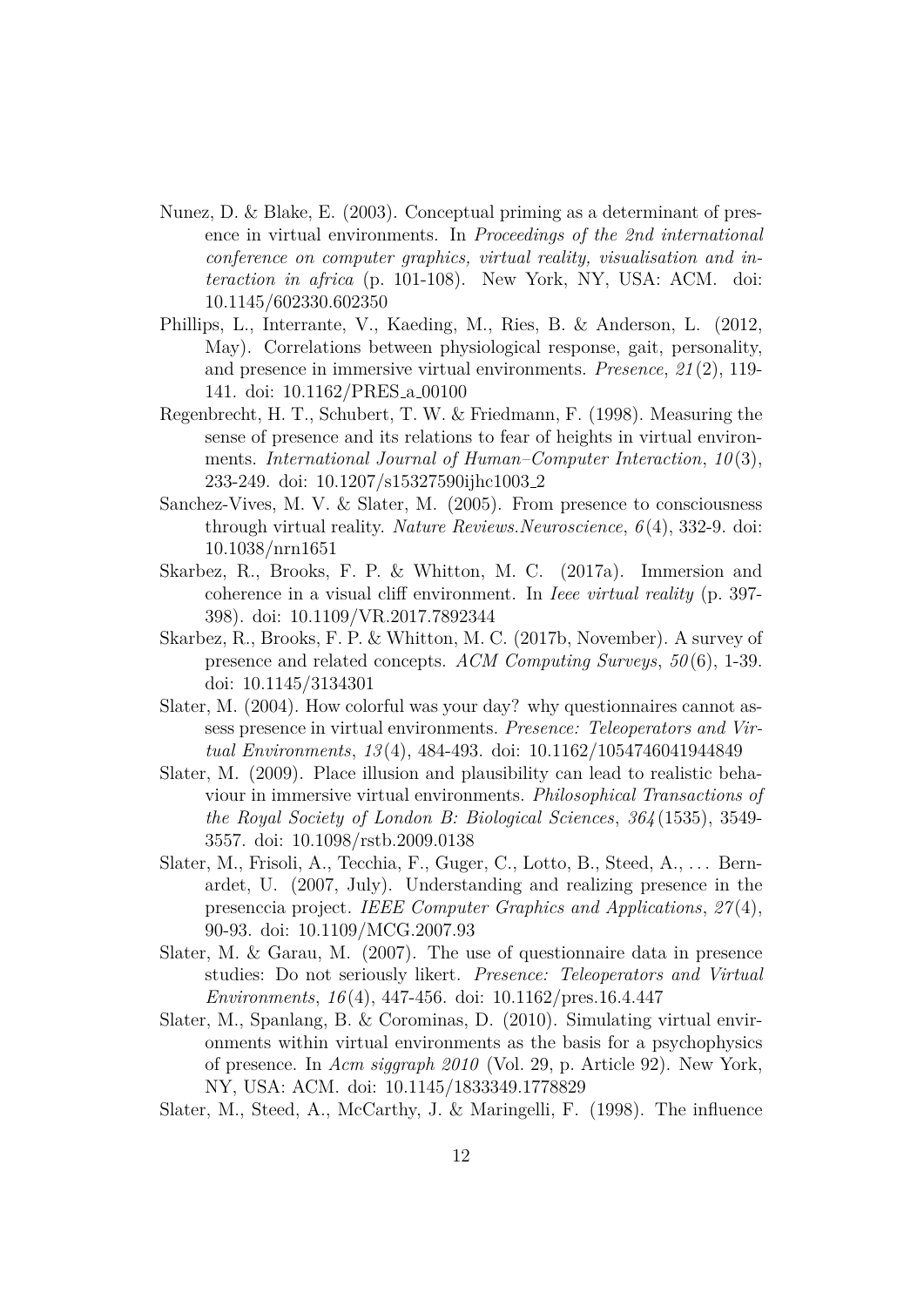Nunez, D. & Blake, E. (2003). Conceptual priming as a determinant of presence in virtual environments. In *Proceedings of the 2nd international conference on computer graphics, virtual reality, visualisation and interaction in africa* (p. 101-108). New York, NY, USA: ACM. doi: 10.1145/602330.602350

Phillips, L., Interrante, V., Kaeding, M., Ries, B. & Anderson, L. (2012, May). Correlations between physiological response, gait, personality, and presence in immersive virtual environments. *Presence*, *21*(2), 119-141. doi: 10.1162/PRES_a_00100

Regenbrecht, H. T., Schubert, T. W. & Friedmann, F. (1998). Measuring the sense of presence and its relations to fear of heights in virtual environments. *International Journal of Human–Computer Interaction*, *10*(3), 233-249. doi: 10.1207/s15327590ijhc1003_2

Sanchez-Vives, M. V. & Slater, M. (2005). From presence to consciousness through virtual reality. *Nature Reviews.Neuroscience*, *6*(4), 332-9. doi: 10.1038/nrn1651

Skarbez, R., Brooks, F. P. & Whitton, M. C. (2017a). Immersion and coherence in a visual cliff environment. In *Ieee virtual reality* (p. 397-398). doi: 10.1109/VR.2017.7892344

Skarbez, R., Brooks, F. P. & Whitton, M. C. (2017b, November). A survey of presence and related concepts. *ACM Computing Surveys*, *50*(6), 1-39. doi: 10.1145/3134301

Slater, M. (2004). How colorful was your day? why questionnaires cannot assess presence in virtual environments. *Presence: Teleoperators and Virtual Environments*, *13*(4), 484-493. doi: 10.1162/1054746041944849

Slater, M. (2009). Place illusion and plausibility can lead to realistic behaviour in immersive virtual environments. *Philosophical Transactions of the Royal Society of London B: Biological Sciences*, *364*(1535), 3549-3557. doi: 10.1098/rstb.2009.0138

Slater, M., Frisoli, A., Tecchia, F., Guger, C., Lotto, B., Steed, A., ... Bernardet, U. (2007, July). Understanding and realizing presence in the presenccia project. *IEEE Computer Graphics and Applications*, *27*(4), 90-93. doi: 10.1109/MCG.2007.93

Slater, M. & Garau, M. (2007). The use of questionnaire data in presence studies: Do not seriously likert. *Presence: Teleoperators and Virtual Environments*, *16*(4), 447-456. doi: 10.1162/pres.16.4.447

Slater, M., Spanlang, B. & Corominas, D. (2010). Simulating virtual environments within virtual environments as the basis for a psychophysics of presence. In *Acm siggraph 2010* (Vol. 29, p. Article 92). New York, NY, USA: ACM. doi: 10.1145/1833349.1778829

Slater, M., Steed, A., McCarthy, J. & Maringelli, F. (1998). The influence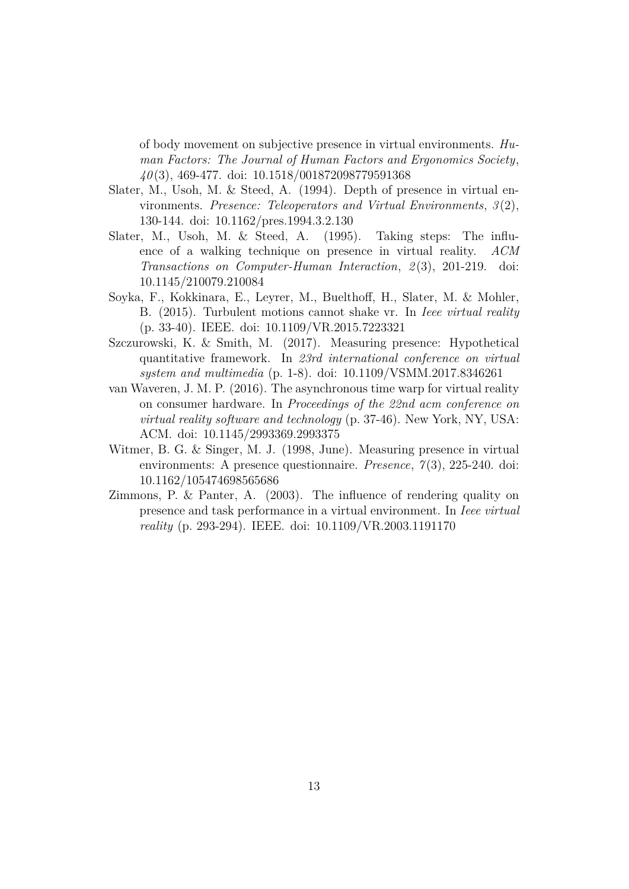of body movement on subjective presence in virtual environments. *Human Factors: The Journal of Human Factors and Ergonomics Society*, *40*(3), 469-477. doi: 10.1518/001872098779591368

Slater, M., Usoh, M. & Steed, A. (1994). Depth of presence in virtual environments. *Presence: Teleoperators and Virtual Environments*, *3*(2), 130-144. doi: 10.1162/pres.1994.3.2.130

Slater, M., Usoh, M. & Steed, A. (1995). Taking steps: The influence of a walking technique on presence in virtual reality. *ACM Transactions on Computer-Human Interaction*, *2*(3), 201-219. doi: 10.1145/210079.210084

Soyka, F., Kokkinara, E., Leyrer, M., Buelthoff, H., Slater, M. & Mohler, B. (2015). Turbulent motions cannot shake vr. In *Ieee virtual reality* (p. 33-40). IEEE. doi: 10.1109/VR.2015.7223321

Szczurowski, K. & Smith, M. (2017). Measuring presence: Hypothetical quantitative framework. In *23rd international conference on virtual system and multimedia* (p. 1-8). doi: 10.1109/VSMM.2017.8346261

van Waveren, J. M. P. (2016). The asynchronous time warp for virtual reality on consumer hardware. In *Proceedings of the 22nd acm conference on virtual reality software and technology* (p. 37-46). New York, NY, USA: ACM. doi: 10.1145/2993369.2993375

Witmer, B. G. & Singer, M. J. (1998, June). Measuring presence in virtual environments: A presence questionnaire. *Presence*, *7*(3), 225-240. doi: 10.1162/105474698565686

Zimmons, P. & Panter, A. (2003). The influence of rendering quality on presence and task performance in a virtual environment. In *Ieee virtual reality* (p. 293-294). IEEE. doi: 10.1109/VR.2003.1191170